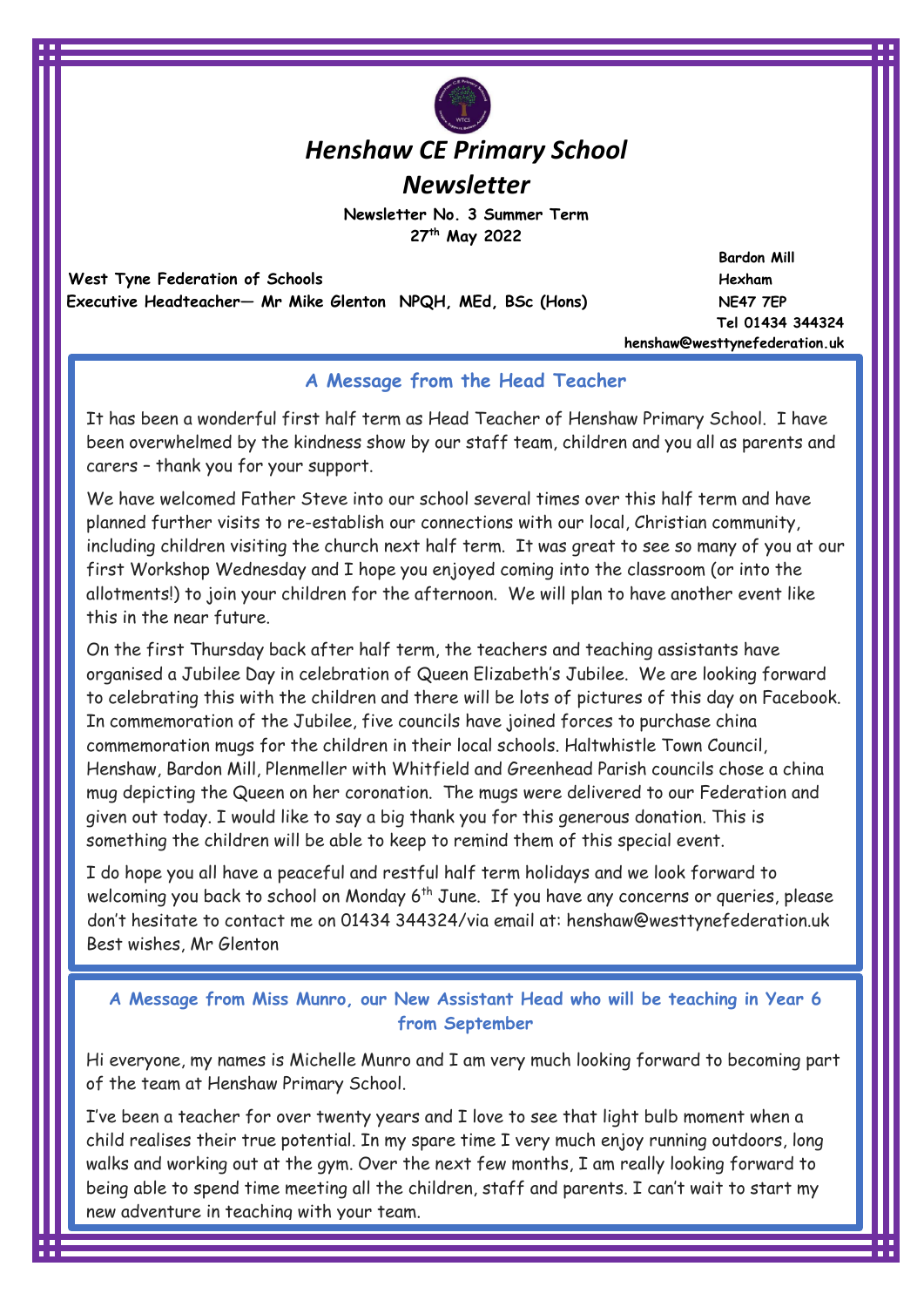# *Henshaw CE Primary School*
# *Newsletter*

**Newsletter No. 3 Summer Term**
**27th May 2022**

**West Tyne Federation of Schools**
**Executive Headteacher— Mr Mike Glenton NPQH, MEd, BSc (Hons)**

**Bardon Mill**
**Hexham**
**NE47 7EP**
**Tel 01434 344324**
**henshaw@westtynefederation.uk**

## A Message from the Head Teacher

It has been a wonderful first half term as Head Teacher of Henshaw Primary School. I have been overwhelmed by the kindness show by our staff team, children and you all as parents and carers – thank you for your support.

We have welcomed Father Steve into our school several times over this half term and have planned further visits to re-establish our connections with our local, Christian community, including children visiting the church next half term. It was great to see so many of you at our first Workshop Wednesday and I hope you enjoyed coming into the classroom (or into the allotments!) to join your children for the afternoon. We will plan to have another event like this in the near future.

On the first Thursday back after half term, the teachers and teaching assistants have organised a Jubilee Day in celebration of Queen Elizabeth's Jubilee. We are looking forward to celebrating this with the children and there will be lots of pictures of this day on Facebook. In commemoration of the Jubilee, five councils have joined forces to purchase china commemoration mugs for the children in their local schools. Haltwhistle Town Council, Henshaw, Bardon Mill, Plenmeller with Whitfield and Greenhead Parish councils chose a china mug depicting the Queen on her coronation. The mugs were delivered to our Federation and given out today. I would like to say a big thank you for this generous donation. This is something the children will be able to keep to remind them of this special event.

I do hope you all have a peaceful and restful half term holidays and we look forward to welcoming you back to school on Monday 6th June. If you have any concerns or queries, please don't hesitate to contact me on 01434 344324/via email at: henshaw@westtynefederation.uk
Best wishes, Mr Glenton

## A Message from Miss Munro, our New Assistant Head who will be teaching in Year 6 from September

Hi everyone, my names is Michelle Munro and I am very much looking forward to becoming part of the team at Henshaw Primary School.

I've been a teacher for over twenty years and I love to see that light bulb moment when a child realises their true potential. In my spare time I very much enjoy running outdoors, long walks and working out at the gym. Over the next few months, I am really looking forward to being able to spend time meeting all the children, staff and parents. I can't wait to start my new adventure in teaching with your team.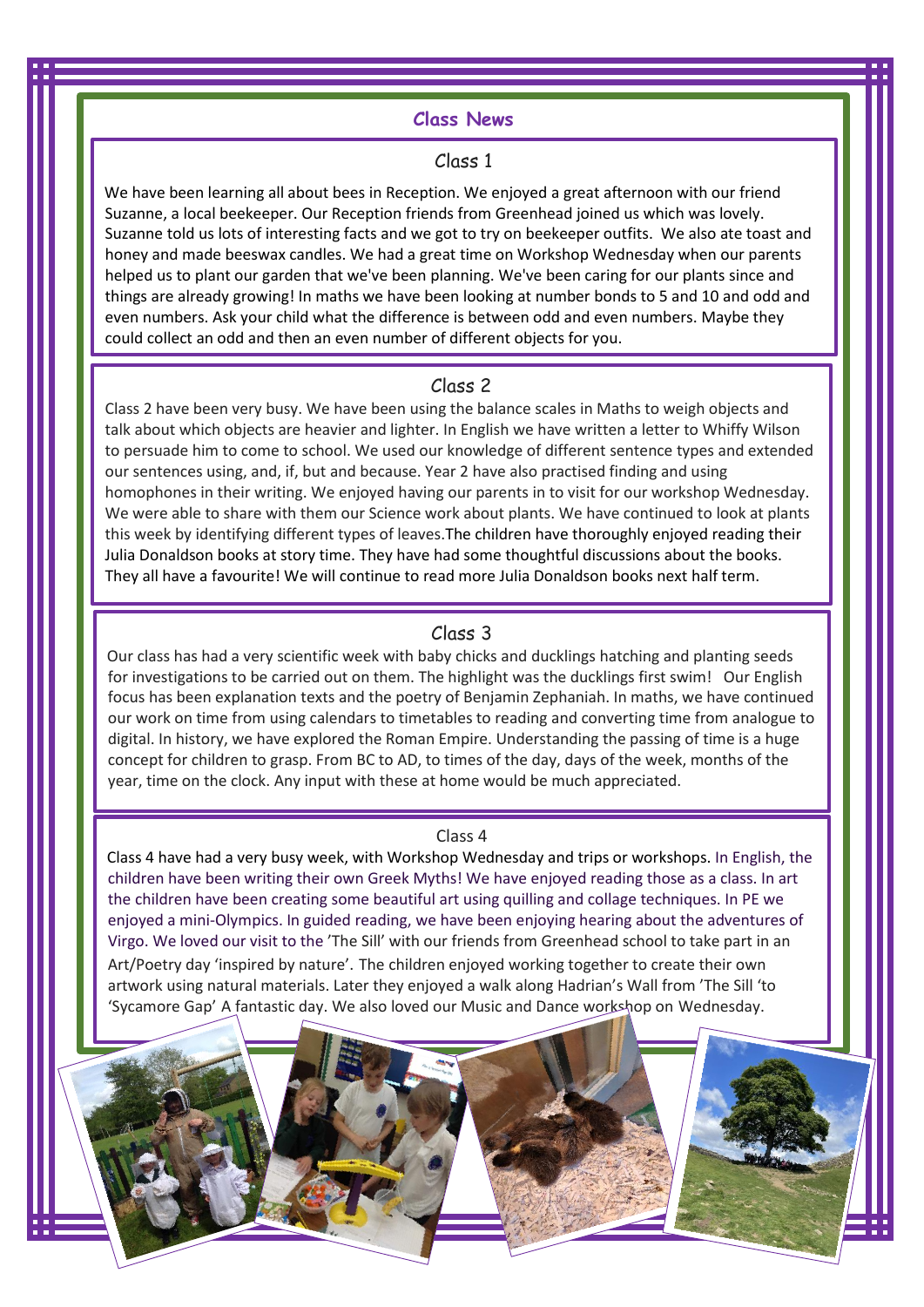# Class News

## Class 1

We have been learning all about bees in Reception. We enjoyed a great afternoon with our friend Suzanne, a local beekeeper. Our Reception friends from Greenhead joined us which was lovely. Suzanne told us lots of interesting facts and we got to try on beekeeper outfits. We also ate toast and honey and made beeswax candles. We had a great time on Workshop Wednesday when our parents helped us to plant our garden that we've been planning. We've been caring for our plants since and things are already growing! In maths we have been looking at number bonds to 5 and 10 and odd and even numbers. Ask your child what the difference is between odd and even numbers. Maybe they could collect an odd and then an even number of different objects for you.

## Class 2

Class 2 have been very busy. We have been using the balance scales in Maths to weigh objects and talk about which objects are heavier and lighter. In English we have written a letter to Whiffy Wilson to persuade him to come to school. We used our knowledge of different sentence types and extended our sentences using, and, if, but and because. Year 2 have also practised finding and using homophones in their writing. We enjoyed having our parents in to visit for our workshop Wednesday. We were able to share with them our Science work about plants. We have continued to look at plants this week by identifying different types of leaves.The children have thoroughly enjoyed reading their Julia Donaldson books at story time. They have had some thoughtful discussions about the books. They all have a favourite! We will continue to read more Julia Donaldson books next half term.

## Class 3

Our class has had a very scientific week with baby chicks and ducklings hatching and planting seeds for investigations to be carried out on them. The highlight was the ducklings first swim! Our English focus has been explanation texts and the poetry of Benjamin Zephaniah. In maths, we have continued our work on time from using calendars to timetables to reading and converting time from analogue to digital. In history, we have explored the Roman Empire. Understanding the passing of time is a huge concept for children to grasp. From BC to AD, to times of the day, days of the week, months of the year, time on the clock. Any input with these at home would be much appreciated.

## Class 4

Class 4 have had a very busy week, with Workshop Wednesday and trips or workshops. In English, the children have been writing their own Greek Myths! We have enjoyed reading those as a class. In art the children have been creating some beautiful art using quilling and collage techniques. In PE we enjoyed a mini-Olympics. In guided reading, we have been enjoying hearing about the adventures of Virgo. We loved our visit to the 'The Sill' with our friends from Greenhead school to take part in an Art/Poetry day 'inspired by nature'. The children enjoyed working together to create their own artwork using natural materials. Later they enjoyed a walk along Hadrian's Wall from 'The Sill 'to 'Sycamore Gap' A fantastic day. We also loved our Music and Dance workshop on Wednesday.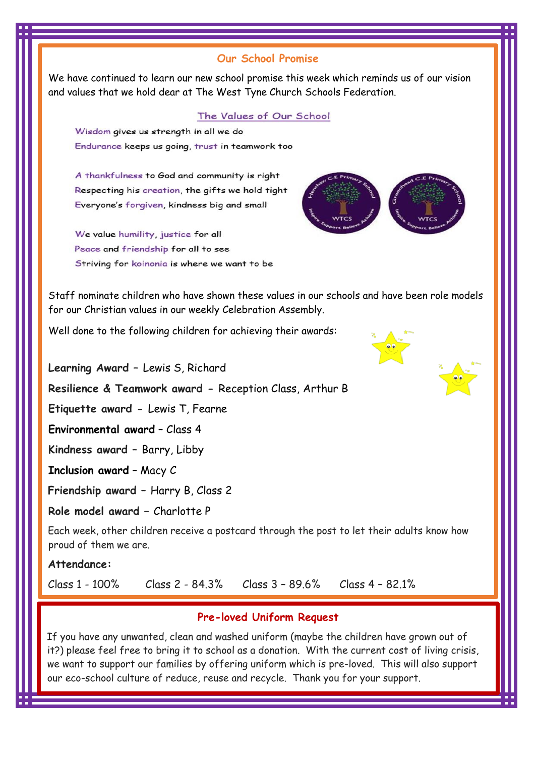## Our School Promise

We have continued to learn our new school promise this week which reminds us of our vision and values that we hold dear at The West Tyne Church Schools Federation.

### The Values of Our School

Wisdom gives us strength in all we do
Endurance keeps us going, trust in teamwork too

A thankfulness to God and community is right
Respecting his creation, the gifts we hold tight
Everyone's forgiven, kindness big and small

We value humility, justice for all
Peace and friendship for all to see
Striving for koinonia is where we want to be

Staff nominate children who have shown these values in our schools and have been role models for our Christian values in our weekly Celebration Assembly.

Well done to the following children for achieving their awards:

**Learning Award** – Lewis S, Richard

**Resilience & Teamwork award** - Reception Class, Arthur B

**Etiquette award** - Lewis T, Fearne

**Environmental award** – Class 4

**Kindness award** – Barry, Libby

**Inclusion award** – Macy C

**Friendship award** – Harry B, Class 2

**Role model award** – Charlotte P

Each week, other children receive a postcard through the post to let their adults know how proud of them we are.

**Attendance:**

Class 1 - 100%    Class 2 - 84.3%    Class 3 – 89.6%    Class 4 – 82.1%

## Pre-loved Uniform Request

If you have any unwanted, clean and washed uniform (maybe the children have grown out of it?) please feel free to bring it to school as a donation. With the current cost of living crisis, we want to support our families by offering uniform which is pre-loved. This will also support our eco-school culture of reduce, reuse and recycle. Thank you for your support.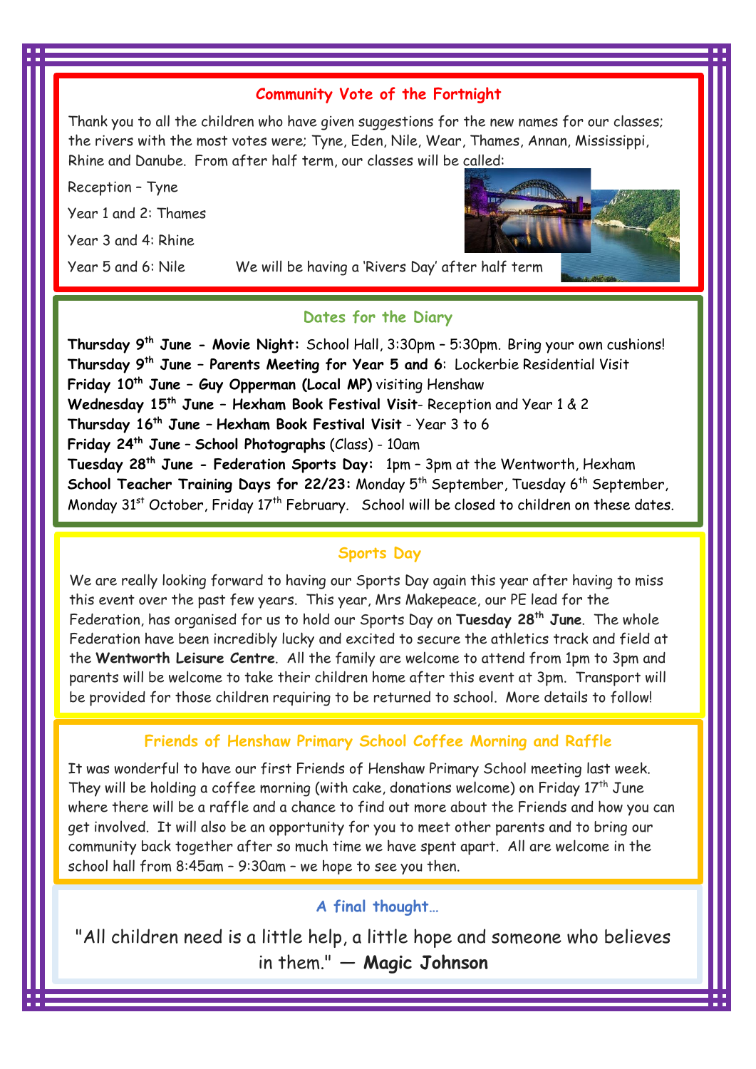## Community Vote of the Fortnight

Thank you to all the children who have given suggestions for the new names for our classes; the rivers with the most votes were; Tyne, Eden, Nile, Wear, Thames, Annan, Mississippi, Rhine and Danube. From after half term, our classes will be called:

Reception – Tyne

Year 1 and 2: Thames

Year 3 and 4: Rhine

Year 5 and 6: Nile

We will be having a 'Rivers Day' after half term

## Dates for the Diary

**Thursday 9th June - Movie Night:** School Hall, 3:30pm – 5:30pm. Bring your own cushions!
**Thursday 9th June – Parents Meeting for Year 5 and 6**: Lockerbie Residential Visit
**Friday 10th June – Guy Opperman (Local MP)** visiting Henshaw
**Wednesday 15th June – Hexham Book Festival Visit**- Reception and Year 1 & 2
**Thursday 16th June – Hexham Book Festival Visit** - Year 3 to 6
**Friday 24th June – School Photographs** (Class) - 10am
**Tuesday 28th June - Federation Sports Day:** 1pm – 3pm at the Wentworth, Hexham
**School Teacher Training Days for 22/23:** Monday 5th September, Tuesday 6th September, Monday 31st October, Friday 17th February. School will be closed to children on these dates.

## Sports Day

We are really looking forward to having our Sports Day again this year after having to miss this event over the past few years. This year, Mrs Makepeace, our PE lead for the Federation, has organised for us to hold our Sports Day on **Tuesday 28th June**. The whole Federation have been incredibly lucky and excited to secure the athletics track and field at the **Wentworth Leisure Centre**. All the family are welcome to attend from 1pm to 3pm and parents will be welcome to take their children home after this event at 3pm. Transport will be provided for those children requiring to be returned to school. More details to follow!

## Friends of Henshaw Primary School Coffee Morning and Raffle

It was wonderful to have our first Friends of Henshaw Primary School meeting last week. They will be holding a coffee morning (with cake, donations welcome) on Friday 17th June where there will be a raffle and a chance to find out more about the Friends and how you can get involved. It will also be an opportunity for you to meet other parents and to bring our community back together after so much time we have spent apart. All are welcome in the school hall from 8:45am – 9:30am – we hope to see you then.

## *A final thought…*

"All children need is a little help, a little hope and someone who believes in them." — **Magic Johnson**